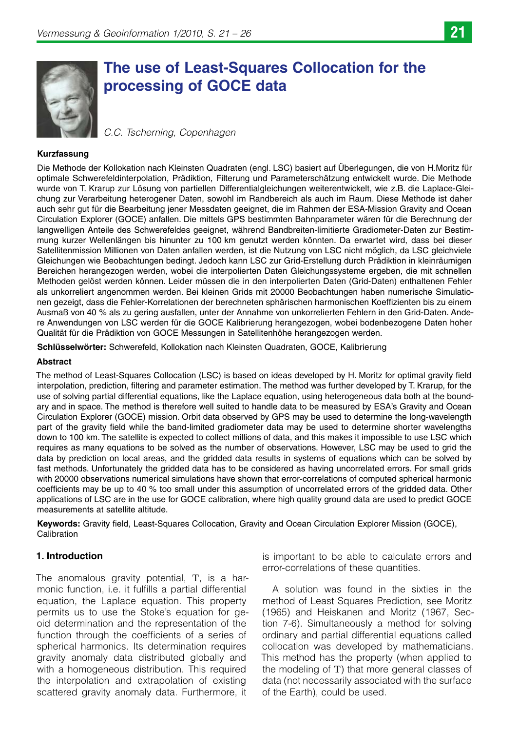# The use of Least-Squares Collocation for the processing of GOCE data

*C.C. Tscherning, Copenhagen*

**Kurzfassung**

Die Methode der Kollokation nach Kleinsten Quadraten (engl. LSC) basiert auf Überlegungen, die von H.Moritz für optimale Schwerefeldinterpolation, Prädiktion, Filterung und Parameterschätzung entwickelt wurde. Die Methode wurde von T. Krarup zur Lösung von partiellen Differentialgleichungen weiterentwickelt, wie z.B. die Laplace-Gleichung zur Verarbeitung heterogener Daten, sowohl im Randbereich als auch im Raum. Diese Methode ist daher auch sehr gut für die Bearbeitung jener Messdaten geeignet, die im Rahmen der ESA-Mission Gravity and Ocean Circulation Explorer (GOCE) anfallen. Die mittels GPS bestimmten Bahnparameter wären für die Berechnung der langwelligen Anteile des Schwerefeldes geeignet, während Bandbreiten-limitierte Gradiometer-Daten zur Bestimmung kurzer Wellenlängen bis hinunter zu 100 km genutzt werden könnten. Da erwartet wird, dass bei dieser Satellitenmission Millionen von Daten anfallen werden, ist die Nutzung von LSC nicht möglich, da LSC gleichviele Gleichungen wie Beobachtungen bedingt. Jedoch kann LSC zur Grid-Erstellung durch Prädiktion in kleinräumigen Bereichen herangezogen werden, wobei die interpolierten Daten Gleichungssysteme ergeben, die mit schnellen Methoden gelöst werden können. Leider müssen die in den interpolierten Daten (Grid-Daten) enthaltenen Fehler als unkorreliert angenommen werden. Bei kleinen Grids mit 20000 Beobachtungen haben numerische Simulationen gezeigt, dass die Fehler-Korrelationen der berechneten sphärischen harmonischen Koeffizienten bis zu einem Ausmaß von 40 % als zu gering ausfallen, unter der Annahme von unkorrelierten Fehlern in den Grid-Daten. Andere Anwendungen von LSC werden für die GOCE Kalibrierung herangezogen, wobei bodenbezogene Daten hoher Qualität für die Prädiktion von GOCE Messungen in Satellitenhöhe herangezogen werden.

**Schlüsselwörter:** Schwerefeld, Kollokation nach Kleinsten Quadraten, GOCE, Kalibrierung

**Abstract**

The method of Least-Squares Collocation (LSC) is based on ideas developed by H. Moritz for optimal gravity field interpolation, prediction, filtering and parameter estimation. The method was further developed by T. Krarup, for the use of solving partial differential equations, like the Laplace equation, using heterogeneous data both at the boundary and in space. The method is therefore well suited to handle data to be measured by ESA's Gravity and Ocean Circulation Explorer (GOCE) mission. Orbit data observed by GPS may be used to determine the long-wavelength part of the gravity field while the band-limited gradiometer data may be used to determine shorter wavelengths down to 100 km. The satellite is expected to collect millions of data, and this makes it impossible to use LSC which requires as many equations to be solved as the number of observations. However, LSC may be used to grid the data by prediction on local areas, and the gridded data results in systems of equations which can be solved by fast methods. Unfortunately the gridded data has to be considered as having uncorrelated errors. For small grids with 20000 observations numerical simulations have shown that error-correlations of computed spherical harmonic coefficients may be up to 40 % too small under this assumption of uncorrelated errors of the gridded data. Other applications of LSC are in the use for GOCE calibration, where high quality ground data are used to predict GOCE measurements at satellite altitude.

**Keywords:** Gravity field, Least-Squares Collocation, Gravity and Ocean Circulation Explorer Mission (GOCE), Calibration

## 1. Introduction

The anomalous gravity potential, $T$, is a harmonic function, i.e. it fulfills a partial differential equation, the Laplace equation. This property permits us to use the Stoke's equation for geoid determination and the representation of the function through the coefficients of a series of spherical harmonics. Its determination requires gravity anomaly data distributed globally and with a homogeneous distribution. This required the interpolation and extrapolation of existing scattered gravity anomaly data. Furthermore, it is important to be able to calculate errors and error-correlations of these quantities.

A solution was found in the sixties in the method of Least Squares Prediction, see Moritz (1965) and Heiskanen and Moritz (1967, Section 7-6). Simultaneously a method for solving ordinary and partial differential equations called collocation was developed by mathematicians. This method has the property (when applied to the modeling of $T$) that more general classes of data (not necessarily associated with the surface of the Earth), could be used.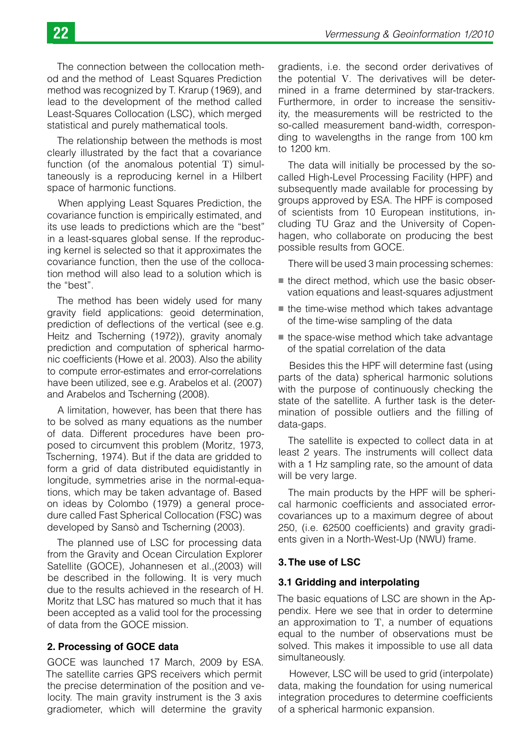The connection between the collocation method and the method of Least Squares Prediction method was recognized by T. Krarup (1969), and lead to the development of the method called Least-Squares Collocation (LSC), which merged statistical and purely mathematical tools.

The relationship between the methods is most clearly illustrated by the fact that a covariance function (of the anomalous potential T) simultaneously is a reproducing kernel in a Hilbert space of harmonic functions.

When applying Least Squares Prediction, the covariance function is empirically estimated, and its use leads to predictions which are the "best" in a least-squares global sense. If the reproducing kernel is selected so that it approximates the covariance function, then the use of the collocation method will also lead to a solution which is the "best".

The method has been widely used for many gravity field applications: geoid determination, prediction of deflections of the vertical (see e.g. Heitz and Tscherning (1972)), gravity anomaly prediction and computation of spherical harmonic coefficients (Howe et al. 2003). Also the ability to compute error-estimates and error-correlations have been utilized, see e.g. Arabelos et al. (2007) and Arabelos and Tscherning (2008).

A limitation, however, has been that there has to be solved as many equations as the number of data. Different procedures have been proposed to circumvent this problem (Moritz, 1973, Tscherning, 1974). But if the data are gridded to form a grid of data distributed equidistantly in longitude, symmetries arise in the normal-equations, which may be taken advantage of. Based on ideas by Colombo (1979) a general procedure called Fast Spherical Collocation (FSC) was developed by Sansò and Tscherning (2003).

The planned use of LSC for processing data from the Gravity and Ocean Circulation Explorer Satellite (GOCE), Johannesen et al.,(2003) will be described in the following. It is very much due to the results achieved in the research of H. Moritz that LSC has matured so much that it has been accepted as a valid tool for the processing of data from the GOCE mission.

## 2. Processing of GOCE data

GOCE was launched 17 March, 2009 by ESA. The satellite carries GPS receivers which permit the precise determination of the position and velocity. The main gravity instrument is the 3 axis gradiometer, which will determine the gravity gradients, i.e. the second order derivatives of the potential V. The derivatives will be determined in a frame determined by star-trackers. Furthermore, in order to increase the sensitivity, the measurements will be restricted to the so-called measurement band-width, corresponding to wavelengths in the range from 100 km to 1200 km.

The data will initially be processed by the so-called High-Level Processing Facility (HPF) and subsequently made available for processing by groups approved by ESA. The HPF is composed of scientists from 10 European institutions, including TU Graz and the University of Copenhagen, who collaborate on producing the best possible results from GOCE.

There will be used 3 main processing schemes:

- the direct method, which use the basic observation equations and least-squares adjustment
- the time-wise method which takes advantage of the time-wise sampling of the data
- the space-wise method which take advantage of the spatial correlation of the data

Besides this the HPF will determine fast (using parts of the data) spherical harmonic solutions with the purpose of continuously checking the state of the satellite. A further task is the determination of possible outliers and the filling of data-gaps.

The satellite is expected to collect data in at least 2 years. The instruments will collect data with a 1 Hz sampling rate, so the amount of data will be very large.

The main products by the HPF will be spherical harmonic coefficients and associated error-covariances up to a maximum degree of about 250, (i.e. 62500 coefficients) and gravity gradients given in a North-West-Up (NWU) frame.

## 3. The use of LSC

### 3.1 Gridding and interpolating

The basic equations of LSC are shown in the Appendix. Here we see that in order to determine an approximation to T, a number of equations equal to the number of observations must be solved. This makes it impossible to use all data simultaneously.

However, LSC will be used to grid (interpolate) data, making the foundation for using numerical integration procedures to determine coefficients of a spherical harmonic expansion.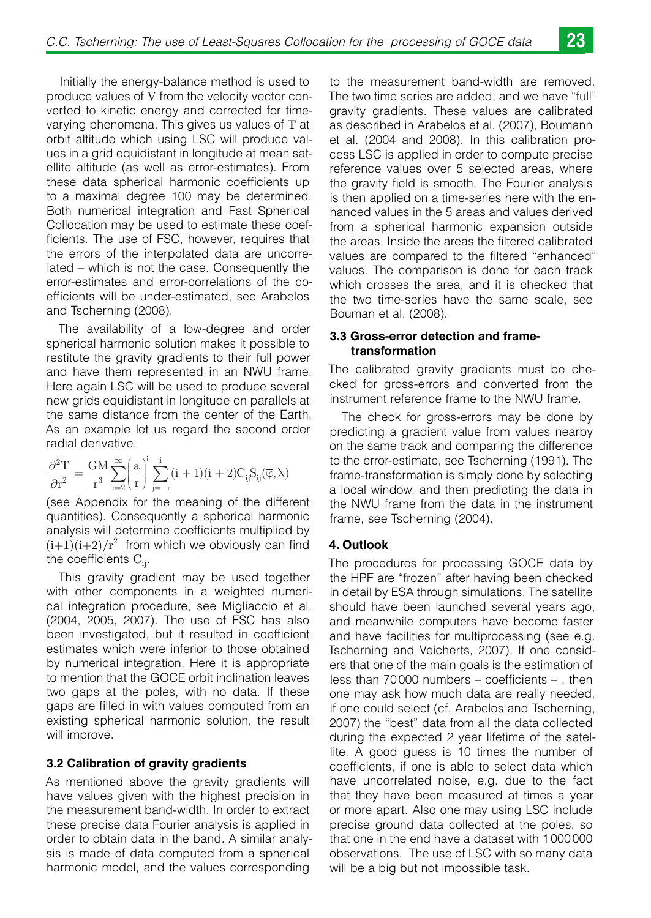Initially the energy-balance method is used to produce values of V from the velocity vector converted to kinetic energy and corrected for time-varying phenomena. This gives us values of T at orbit altitude which using LSC will produce values in a grid equidistant in longitude at mean satellite altitude (as well as error-estimates). From these data spherical harmonic coefficients up to a maximal degree 100 may be determined. Both numerical integration and Fast Spherical Collocation may be used to estimate these coefficients. The use of FSC, however, requires that the errors of the interpolated data are uncorrelated – which is not the case. Consequently the error-estimates and error-correlations of the coefficients will be under-estimated, see Arabelos and Tscherning (2008).

The availability of a low-degree and order spherical harmonic solution makes it possible to restitute the gravity gradients to their full power and have them represented in an NWU frame. Here again LSC will be used to produce several new grids equidistant in longitude on parallels at the same distance from the center of the Earth. As an example let us regard the second order radial derivative.

$$\frac{\partial^2 T}{\partial r^2} = \frac{GM}{r^3}\sum_{i=2}^{\infty}\left(\frac{a}{r}\right)^i \sum_{j=-i}^{i}(i+1)(i+2)C_{ij}S_{ij}(\bar{\varphi},\lambda)$$

(see Appendix for the meaning of the different quantities). Consequently a spherical harmonic analysis will determine coefficients multiplied by $(i+1)(i+2)/r^2$ from which we obviously can find the coefficients $C_{ij}$.

This gravity gradient may be used together with other components in a weighted numerical integration procedure, see Migliaccio et al. (2004, 2005, 2007). The use of FSC has also been investigated, but it resulted in coefficient estimates which were inferior to those obtained by numerical integration. Here it is appropriate to mention that the GOCE orbit inclination leaves two gaps at the poles, with no data. If these gaps are filled in with values computed from an existing spherical harmonic solution, the result will improve.

### 3.2 Calibration of gravity gradients

As mentioned above the gravity gradients will have values given with the highest precision in the measurement band-width. In order to extract these precise data Fourier analysis is applied in order to obtain data in the band. A similar analysis is made of data computed from a spherical harmonic model, and the values corresponding to the measurement band-width are removed. The two time series are added, and we have "full" gravity gradients. These values are calibrated as described in Arabelos et al. (2007), Boumann et al. (2004 and 2008). In this calibration process LSC is applied in order to compute precise reference values over 5 selected areas, where the gravity field is smooth. The Fourier analysis is then applied on a time-series here with the enhanced values in the 5 areas and values derived from a spherical harmonic expansion outside the areas. Inside the areas the filtered calibrated values are compared to the filtered "enhanced" values. The comparison is done for each track which crosses the area, and it is checked that the two time-series have the same scale, see Bouman et al. (2008).

### 3.3 Gross-error detection and frame-transformation

The calibrated gravity gradients must be checked for gross-errors and converted from the instrument reference frame to the NWU frame.

The check for gross-errors may be done by predicting a gradient value from values nearby on the same track and comparing the difference to the error-estimate, see Tscherning (1991). The frame-transformation is simply done by selecting a local window, and then predicting the data in the NWU frame from the data in the instrument frame, see Tscherning (2004).

## 4. Outlook

The procedures for processing GOCE data by the HPF are "frozen" after having been checked in detail by ESA through simulations. The satellite should have been launched several years ago, and meanwhile computers have become faster and have facilities for multiprocessing (see e.g. Tscherning and Veicherts, 2007). If one considers that one of the main goals is the estimation of less than 70 000 numbers – coefficients – , then one may ask how much data are really needed, if one could select (cf. Arabelos and Tscherning, 2007) the "best" data from all the data collected during the expected 2 year lifetime of the satellite. A good guess is 10 times the number of coefficients, if one is able to select data which have uncorrelated noise, e.g. due to the fact that they have been measured at times a year or more apart. Also one may using LSC include precise ground data collected at the poles, so that one in the end have a dataset with 1 000 000 observations. The use of LSC with so many data will be a big but not impossible task.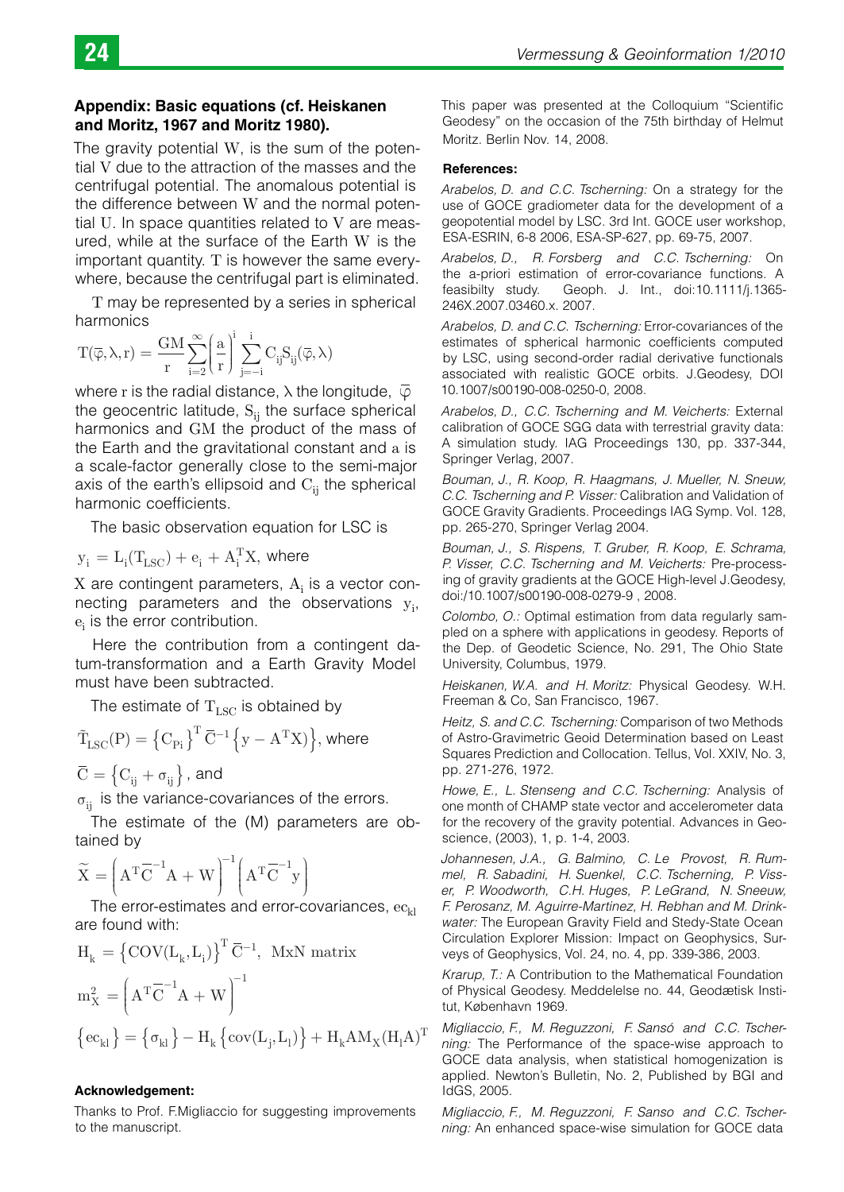## Appendix: Basic equations (cf. Heiskanen and Moritz, 1967 and Moritz 1980).

The gravity potential W, is the sum of the potential V due to the attraction of the masses and the centrifugal potential. The anomalous potential is the difference between W and the normal potential U. In space quantities related to V are measured, while at the surface of the Earth W is the important quantity. T is however the same everywhere, because the centrifugal part is eliminated.

T may be represented by a series in spherical harmonics

$$T(\overline{\varphi},\lambda,r) = \frac{GM}{r}\sum_{i=2}^{\infty}\left(\frac{a}{r}\right)^{i}\sum_{j=-i}^{i} C_{ij}S_{ij}(\overline{\varphi},\lambda)$$

where r is the radial distance, λ the longitude, $\overline{\varphi}$ the geocentric latitude, $S_{ij}$ the surface spherical harmonics and GM the product of the mass of the Earth and the gravitational constant and a is a scale-factor generally close to the semi-major axis of the earth's ellipsoid and $C_{ij}$ the spherical harmonic coefficients.

The basic observation equation for LSC is

$y_i = L_i(T_{LSC}) + e_i + A_i^T X$, where

X are contingent parameters, $A_i$ is a vector connecting parameters and the observations $y_i$, $e_i$ is the error contribution.

Here the contribution from a contingent datum-transformation and a Earth Gravity Model must have been subtracted.

The estimate of $T_{LSC}$ is obtained by

$\tilde{T}_{LSC}(P) = \left\{C_{Pi}\right\}^T \overline{C}^{-1}\left\{y - A^T X\right\}$, where

$\overline{C} = \left\{C_{ij} + \sigma_{ij}\right\}$, and

$\sigma_{ij}$ is the variance-covariances of the errors.

The estimate of the (M) parameters are obtained by

$$\widetilde{X} = \left(A^T\overline{C}^{-1}A + W\right)^{-1}\left(A^T\overline{C}^{-1}y\right)$$

The error-estimates and error-covariances, $ec_{kl}$ are found with:

$$H_k = \left\{COV(L_k, L_i)\right\}^T \overline{C}^{-1}, \text{ MxN matrix}$$

$$m_X^2 = \left(A^T\overline{C}^{-1}A + W\right)^{-1}$$

$$\left\{ec_{kl}\right\} = \left\{\sigma_{kl}\right\} - H_k\left\{cov(L_j, L_l)\right\} + H_k A M_X (H_l A)^T$$

**Acknowledgement:**

Thanks to Prof. F.Migliaccio for suggesting improvements to the manuscript.

This paper was presented at the Colloquium "Scientific Geodesy" on the occasion of the 75th birthday of Helmut Moritz. Berlin Nov. 14, 2008.

**References:**

*Arabelos, D. and C.C. Tscherning:* On a strategy for the use of GOCE gradiometer data for the development of a geopotential model by LSC. 3rd Int. GOCE user workshop, ESA-ESRIN, 6-8 2006, ESA-SP-627, pp. 69-75, 2007.

*Arabelos, D., R. Forsberg and C.C. Tscherning:* On the a-priori estimation of error-covariance functions. A feasibilty study. Geoph. J. Int., doi:10.1111/j.1365-246X.2007.03460.x. 2007.

*Arabelos, D. and C.C. Tscherning:* Error-covariances of the estimates of spherical harmonic coefficients computed by LSC, using second-order radial derivative functionals associated with realistic GOCE orbits. J.Geodesy, DOI 10.1007/s00190-008-0250-0, 2008.

*Arabelos, D., C.C. Tscherning and M. Veicherts:* External calibration of GOCE SGG data with terrestrial gravity data: A simulation study. IAG Proceedings 130, pp. 337-344, Springer Verlag, 2007.

*Bouman, J., R. Koop, R. Haagmans, J. Mueller, N. Sneuw, C.C. Tscherning and P. Visser:* Calibration and Validation of GOCE Gravity Gradients. Proceedings IAG Symp. Vol. 128, pp. 265-270, Springer Verlag 2004.

*Bouman, J., S. Rispens, T. Gruber, R. Koop, E. Schrama, P. Visser, C.C. Tscherning and M. Veicherts:* Pre-processing of gravity gradients at the GOCE High-level J.Geodesy, doi:/10.1007/s00190-008-0279-9 , 2008.

*Colombo, O.:* Optimal estimation from data regularly sampled on a sphere with applications in geodesy. Reports of the Dep. of Geodetic Science, No. 291, The Ohio State University, Columbus, 1979.

*Heiskanen, W.A. and H. Moritz:* Physical Geodesy. W.H. Freeman & Co, San Francisco, 1967.

*Heitz, S. and C.C. Tscherning:* Comparison of two Methods of Astro-Gravimetric Geoid Determination based on Least Squares Prediction and Collocation. Tellus, Vol. XXIV, No. 3, pp. 271-276, 1972.

*Howe, E., L. Stenseng and C.C. Tscherning:* Analysis of one month of CHAMP state vector and accelerometer data for the recovery of the gravity potential. Advances in Geoscience, (2003), 1, p. 1-4, 2003.

*Johannesen, J.A., G. Balmino, C. Le Provost, R. Rummel, R. Sabadini, H. Suenkel, C.C. Tscherning, P. Visser, P. Woodworth, C.H. Huges, P. LeGrand, N. Sneeuw, F. Perosanz, M. Aguirre-Martinez, H. Rebhan and M. Drinkwater:* The European Gravity Field and Stedy-State Ocean Circulation Explorer Mission: Impact on Geophysics, Surveys of Geophysics, Vol. 24, no. 4, pp. 339-386, 2003.

*Krarup, T.:* A Contribution to the Mathematical Foundation of Physical Geodesy. Meddelelse no. 44, Geodætisk Institut, København 1969.

*Migliaccio, F., M. Reguzzoni, F. Sansó and C.C. Tscherning:* The Performance of the space-wise approach to GOCE data analysis, when statistical homogenization is applied. Newton's Bulletin, No. 2, Published by BGI and IdGS, 2005.

*Migliaccio, F., M. Reguzzoni, F. Sanso and C.C. Tscherning:* An enhanced space-wise simulation for GOCE data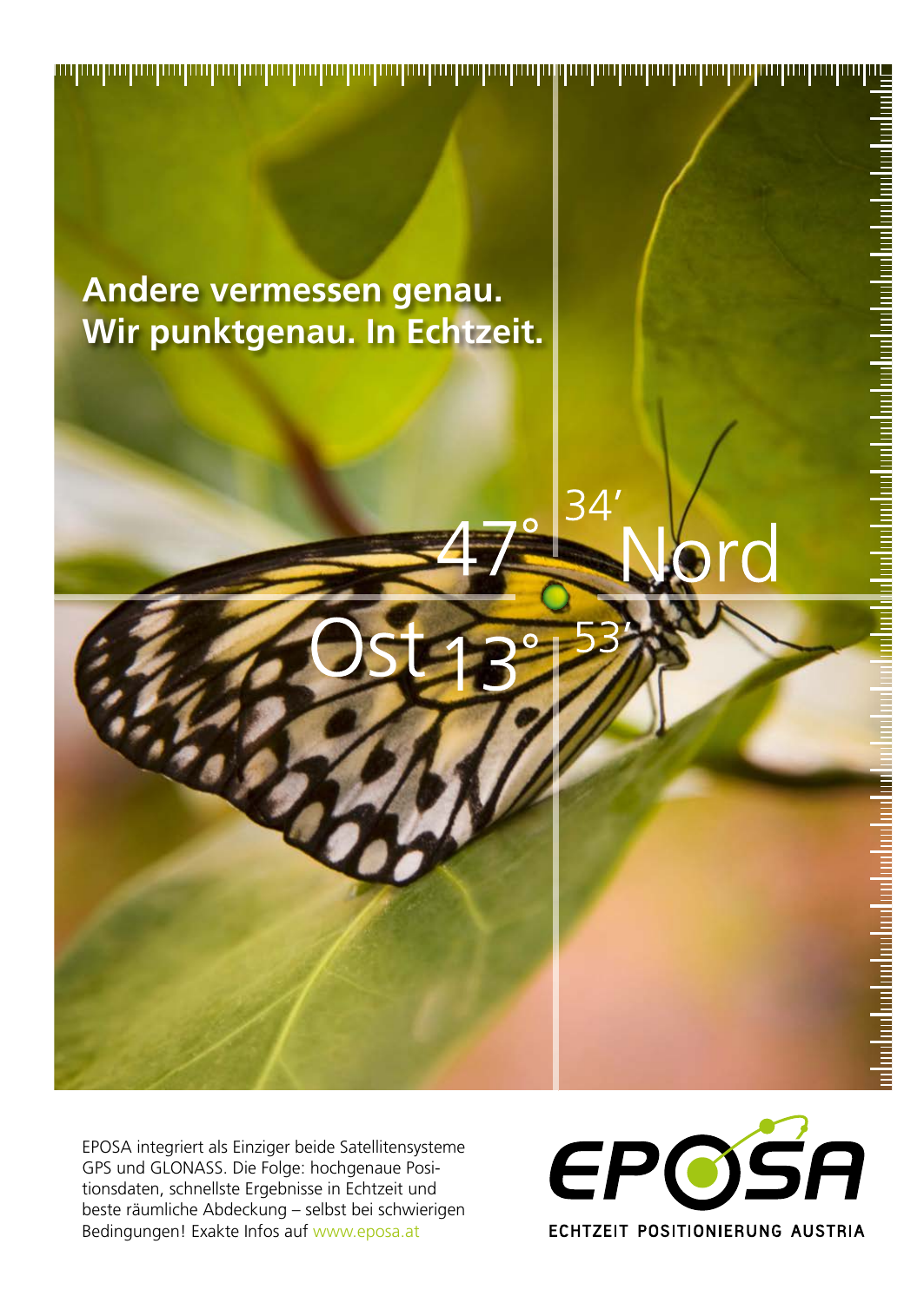**Andere vermessen genau.**
**Wir punktgenau. In Echtzeit.**

47° 34′ Nord

Ost 13° 53′

EPOSA integriert als Einziger beide Satellitensysteme GPS und GLONASS. Die Folge: hochgenaue Positionsdaten, schnellste Ergebnisse in Echtzeit und beste räumliche Abdeckung – selbst bei schwierigen Bedingungen! Exakte Infos auf www.eposa.at

EPOSA

ECHTZEIT POSITIONIERUNG AUSTRIA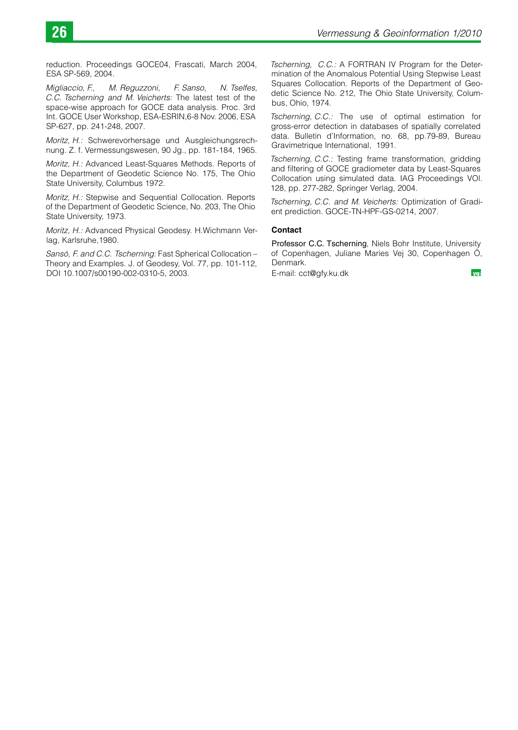reduction. Proceedings GOCE04, Frascati, March 2004, ESA SP-569, 2004.

*Migliaccio, F., M. Reguzzoni, F. Sanso, N. Tselfes, C.C. Tscherning and M. Veicherts:* The latest test of the space-wise approach for GOCE data analysis. Proc. 3rd Int. GOCE User Workshop, ESA-ESRIN,6-8 Nov. 2006, ESA SP-627, pp. 241-248, 2007.

*Moritz, H.:* Schwerevorhersage und Ausgleichungsrechnung. Z. f. Vermessungswesen, 90 Jg., pp. 181-184, 1965.

*Moritz, H.:* Advanced Least-Squares Methods. Reports of the Department of Geodetic Science No. 175, The Ohio State University, Columbus 1972.

*Moritz, H.:* Stepwise and Sequential Collocation. Reports of the Department of Geodetic Science, No. 203, The Ohio State University, 1973.

*Moritz, H.:* Advanced Physical Geodesy. H.Wichmann Verlag, Karlsruhe,1980.

*Sansó, F. and C.C. Tscherning:* Fast Spherical Collocation – Theory and Examples. J. of Geodesy, Vol. 77, pp. 101-112, DOI 10.1007/s00190-002-0310-5, 2003.

*Tscherning, C.C.:* A FORTRAN IV Program for the Determination of the Anomalous Potential Using Stepwise Least Squares Collocation. Reports of the Department of Geodetic Science No. 212, The Ohio State University, Columbus, Ohio, 1974.

*Tscherning, C.C.:* The use of optimal estimation for gross-error detection in databases of spatially correlated data. Bulletin d'Information, no. 68, pp.79-89, Bureau Gravimetrique International, 1991.

*Tscherning, C.C.:* Testing frame transformation, gridding and filtering of GOCE gradiometer data by Least-Squares Collocation using simulated data. IAG Proceedings VOl. 128, pp. 277-282, Springer Verlag, 2004.

*Tscherning, C.C. and M. Veicherts:* Optimization of Gradient prediction. GOCE-TN-HPF-GS-0214, 2007.

**Contact**

Professor C.C. Tscherning, Niels Bohr Institute, University of Copenhagen, Juliane Maries Vej 30, Copenhagen Ö, Denmark.
E-mail: cct@gfy.ku.dk